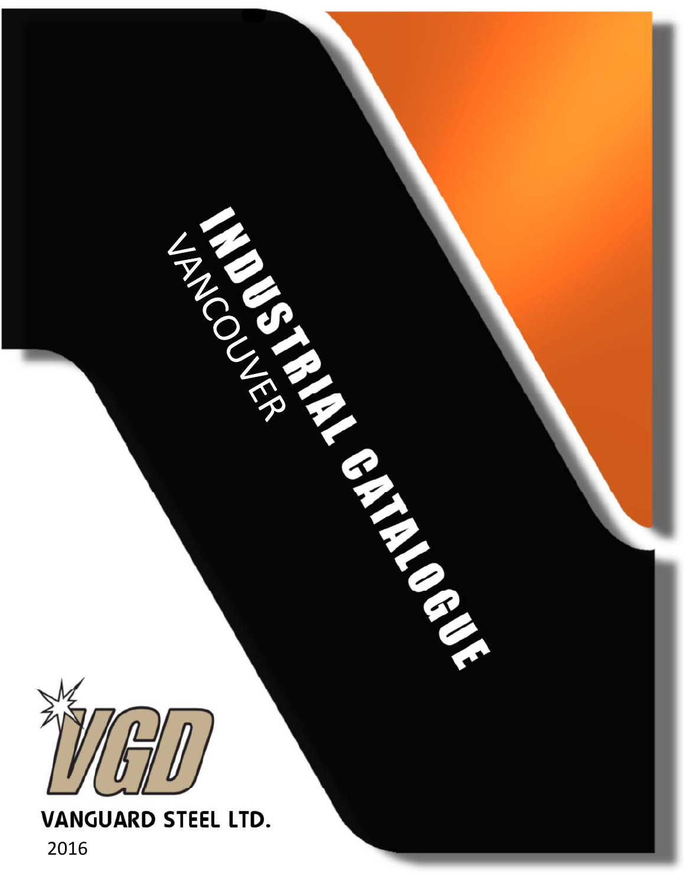# INDUSTRIAL CATALOGUE

VANCOUVER

VGD

VANGUARD STEEL LTD.

2016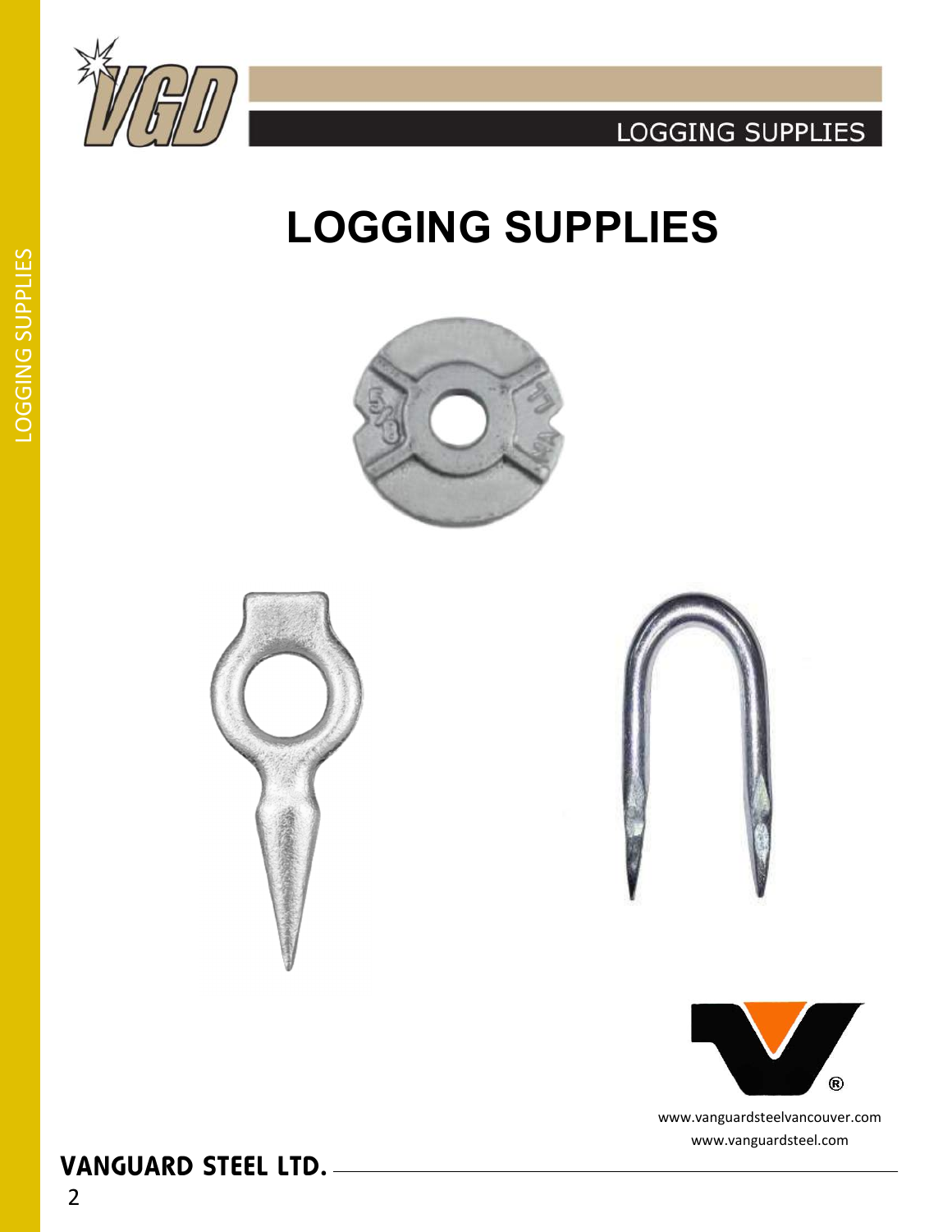# LOGGING SUPPLIES

www.vanguardsteelvancouver.com
www.vanguardsteel.com

VANGUARD STEEL LTD.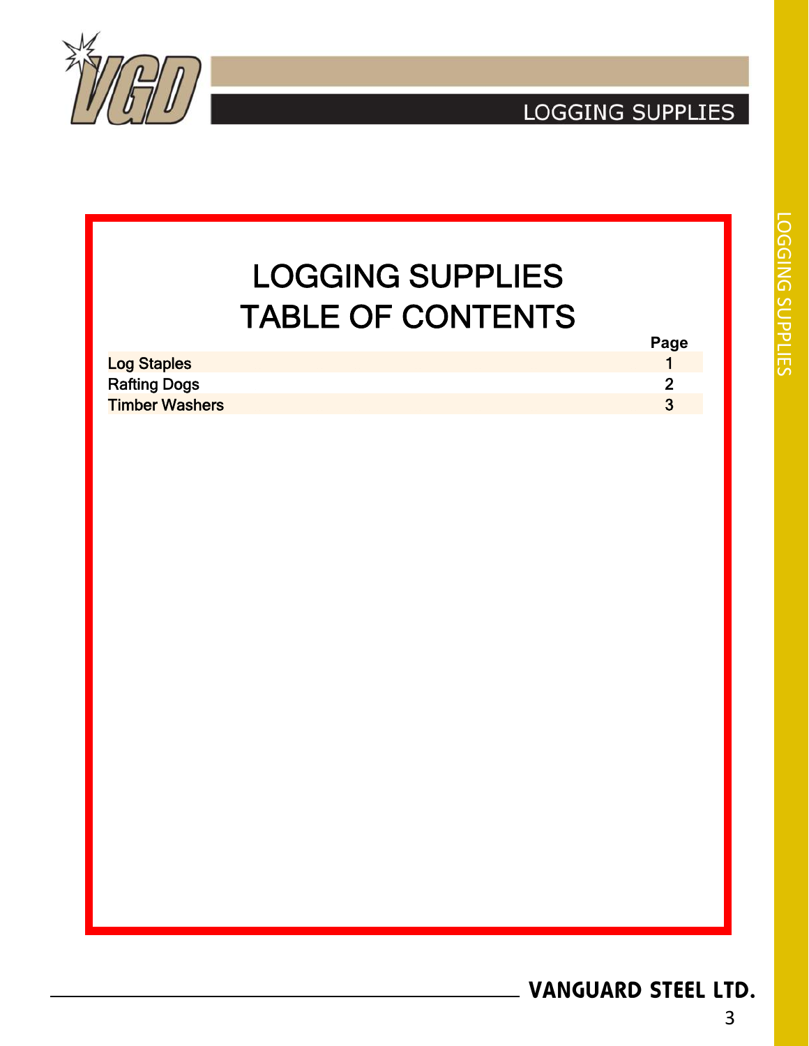# LOGGING SUPPLIES
# TABLE OF CONTENTS

| | Page |
|---|---|
| Log Staples | 1 |
| Rafting Dogs | 2 |
| Timber Washers | 3 |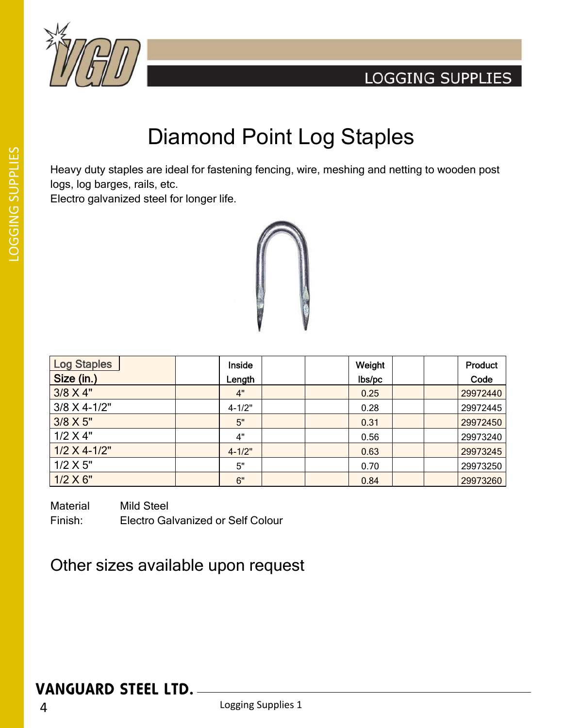# Diamond Point Log Staples

Heavy duty staples are ideal for fastening fencing, wire, meshing and netting to wooden post logs, log barges, rails, etc.
Electro galvanized steel for longer life.

| Log Staples Size (in.) | Inside Length | Weight lbs/pc | Product Code |
|---|---|---|---|
| 3/8 X 4" | 4" | 0.25 | 29972440 |
| 3/8 X 4-1/2" | 4-1/2" | 0.28 | 29972445 |
| 3/8 X 5" | 5" | 0.31 | 29972450 |
| 1/2 X 4" | 4" | 0.56 | 29973240 |
| 1/2 X 4-1/2" | 4-1/2" | 0.63 | 29973245 |
| 1/2 X 5" | 5" | 0.70 | 29973250 |
| 1/2 X 6" | 6" | 0.84 | 29973260 |

Material Mild Steel
Finish: Electro Galvanized or Self Colour

## Other sizes available upon request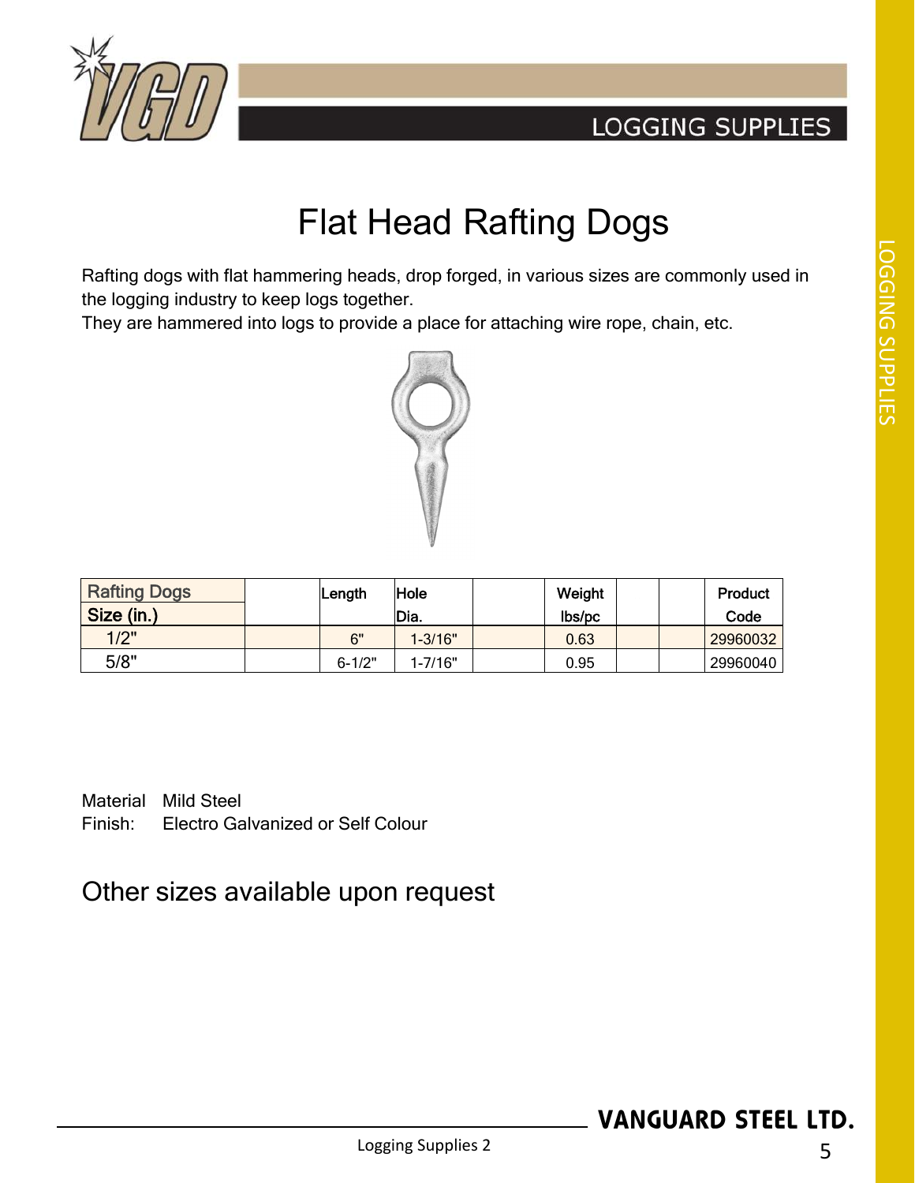# Flat Head Rafting Dogs

Rafting dogs with flat hammering heads, drop forged, in various sizes are commonly used in the logging industry to keep logs together.
They are hammered into logs to provide a place for attaching wire rope, chain, etc.

| Rafting Dogs Size (in.) | | Length | Hole Dia. | | Weight lbs/pc | | | Product Code |
|---|---|---|---|---|---|---|---|---|
| 1/2" | | 6" | 1-3/16" | | 0.63 | | | 29960032 |
| 5/8" | | 6-1/2" | 1-7/16" | | 0.95 | | | 29960040 |

Material: Mild Steel
Finish: Electro Galvanized or Self Colour

## Other sizes available upon request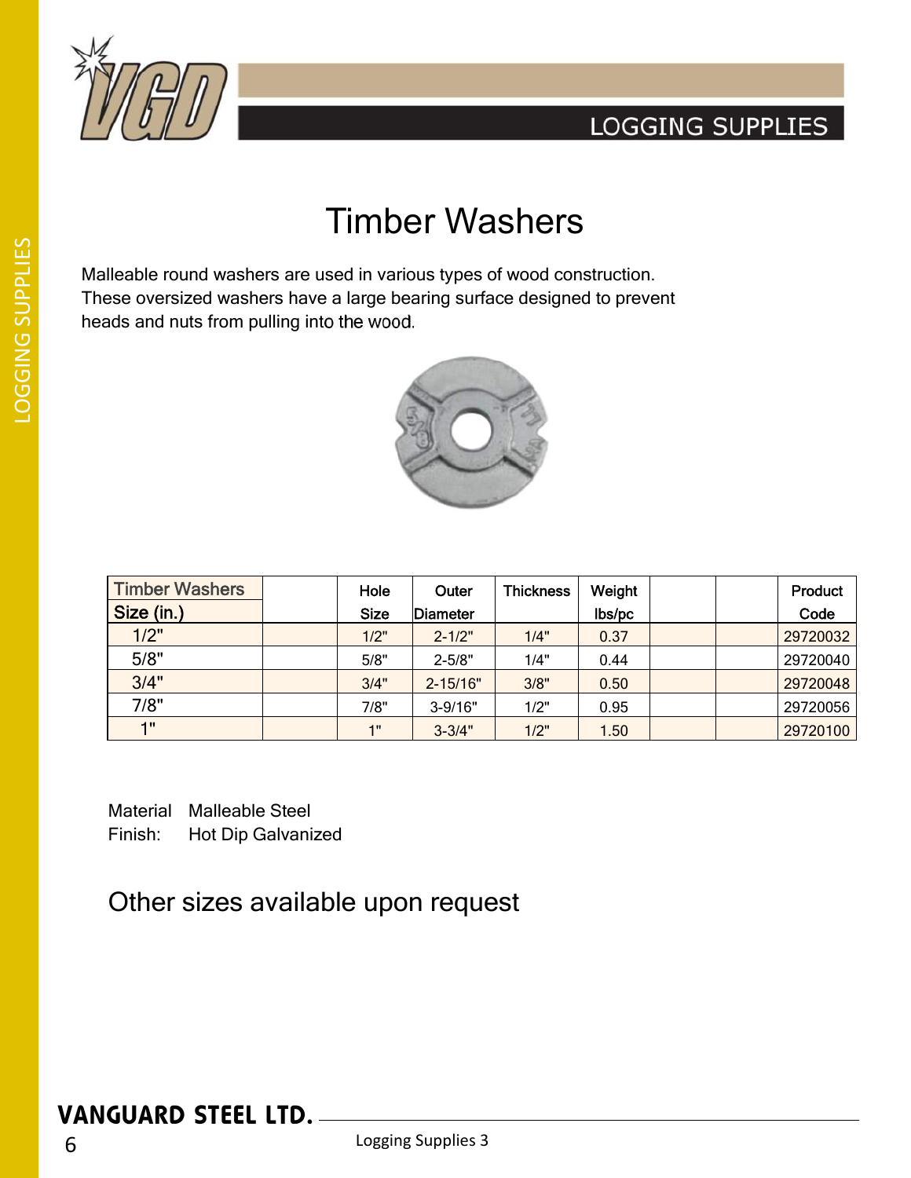# Timber Washers

Malleable round washers are used in various types of wood construction. These oversized washers have a large bearing surface designed to prevent heads and nuts from pulling into the wood.

| Timber Washers Size (in.) | | Hole Size | Outer Diameter | Thickness | Weight lbs/pc | | | Product Code |
|---|---|---|---|---|---|---|---|---|
| 1/2" | | 1/2" | 2-1/2" | 1/4" | 0.37 | | | 29720032 |
| 5/8" | | 5/8" | 2-5/8" | 1/4" | 0.44 | | | 29720040 |
| 3/4" | | 3/4" | 2-15/16" | 3/8" | 0.50 | | | 29720048 |
| 7/8" | | 7/8" | 3-9/16" | 1/2" | 0.95 | | | 29720056 |
| 1" | | 1" | 3-3/4" | 1/2" | 1.50 | | | 29720100 |

Material Malleable Steel
Finish: Hot Dip Galvanized

## Other sizes available upon request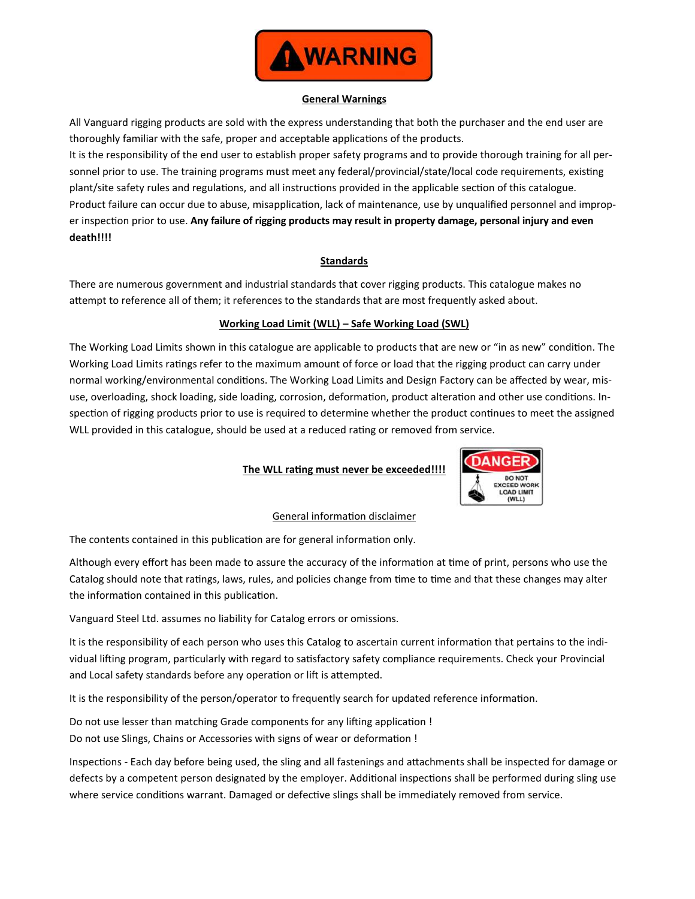# WARNING

## General Warnings

All Vanguard rigging products are sold with the express understanding that both the purchaser and the end user are thoroughly familiar with the safe, proper and acceptable applications of the products.
It is the responsibility of the end user to establish proper safety programs and to provide thorough training for all personnel prior to use. The training programs must meet any federal/provincial/state/local code requirements, existing plant/site safety rules and regulations, and all instructions provided in the applicable section of this catalogue.
Product failure can occur due to abuse, misapplication, lack of maintenance, use by unqualified personnel and improper inspection prior to use. **Any failure of rigging products may result in property damage, personal injury and even death!!!!**

## Standards

There are numerous government and industrial standards that cover rigging products. This catalogue makes no attempt to reference all of them; it references to the standards that are most frequently asked about.

## Working Load Limit (WLL) – Safe Working Load (SWL)

The Working Load Limits shown in this catalogue are applicable to products that are new or "in as new" condition. The Working Load Limits ratings refer to the maximum amount of force or load that the rigging product can carry under normal working/environmental conditions. The Working Load Limits and Design Factory can be affected by wear, misuse, overloading, shock loading, side loading, corrosion, deformation, product alteration and other use conditions. Inspection of rigging products prior to use is required to determine whether the product continues to meet the assigned WLL provided in this catalogue, should be used at a reduced rating or removed from service.

**The WLL rating must never be exceeded!!!!**

DANGER
DO NOT EXCEED WORK LOAD LIMIT (WLL)

## General information disclaimer

The contents contained in this publication are for general information only.

Although every effort has been made to assure the accuracy of the information at time of print, persons who use the Catalog should note that ratings, laws, rules, and policies change from time to time and that these changes may alter the information contained in this publication.

Vanguard Steel Ltd. assumes no liability for Catalog errors or omissions.

It is the responsibility of each person who uses this Catalog to ascertain current information that pertains to the individual lifting program, particularly with regard to satisfactory safety compliance requirements. Check your Provincial and Local safety standards before any operation or lift is attempted.

It is the responsibility of the person/operator to frequently search for updated reference information.

Do not use lesser than matching Grade components for any lifting application !
Do not use Slings, Chains or Accessories with signs of wear or deformation !

Inspections - Each day before being used, the sling and all fastenings and attachments shall be inspected for damage or defects by a competent person designated by the employer. Additional inspections shall be performed during sling use where service conditions warrant. Damaged or defective slings shall be immediately removed from service.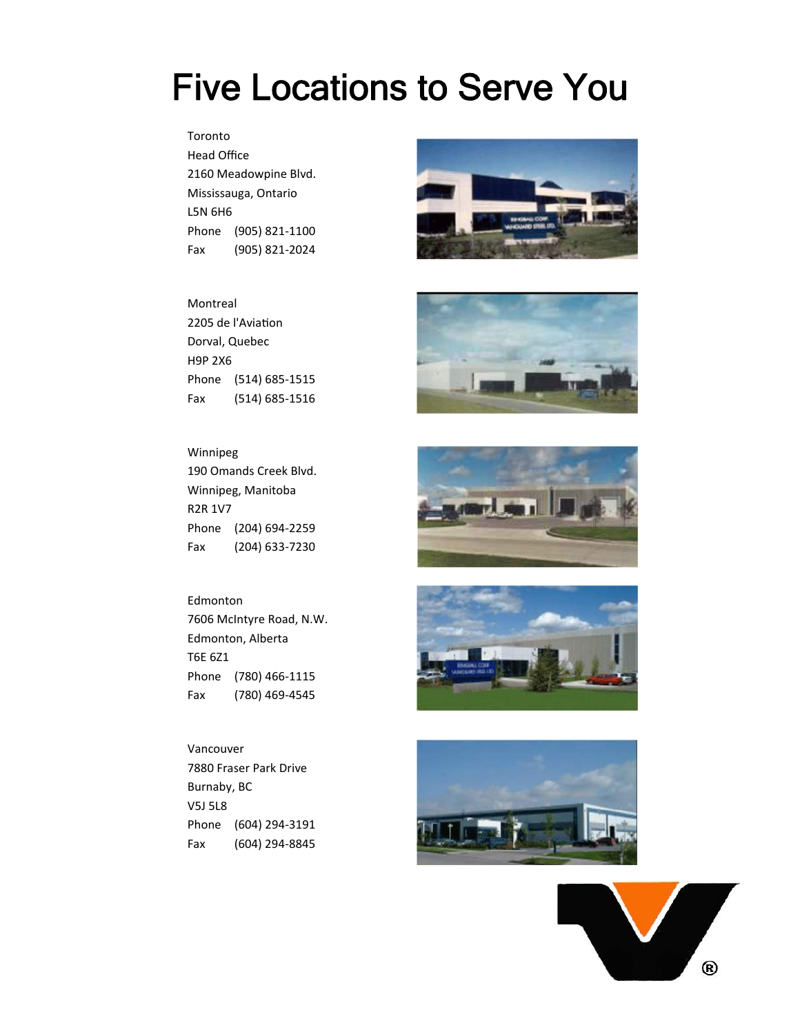# Five Locations to Serve You

Toronto
Head Office
2160 Meadowpine Blvd.
Mississauga, Ontario
L5N 6H6
Phone (905) 821-1100
Fax (905) 821-2024

Montreal
2205 de l'Aviation
Dorval, Quebec
H9P 2X6
Phone (514) 685-1515
Fax (514) 685-1516

Winnipeg
190 Omands Creek Blvd.
Winnipeg, Manitoba
R2R 1V7
Phone (204) 694-2259
Fax (204) 633-7230

Edmonton
7606 McIntyre Road, N.W.
Edmonton, Alberta
T6E 6Z1
Phone (780) 466-1115
Fax (780) 469-4545

Vancouver
7880 Fraser Park Drive
Burnaby, BC
V5J 5L8
Phone (604) 294-3191
Fax (604) 294-8845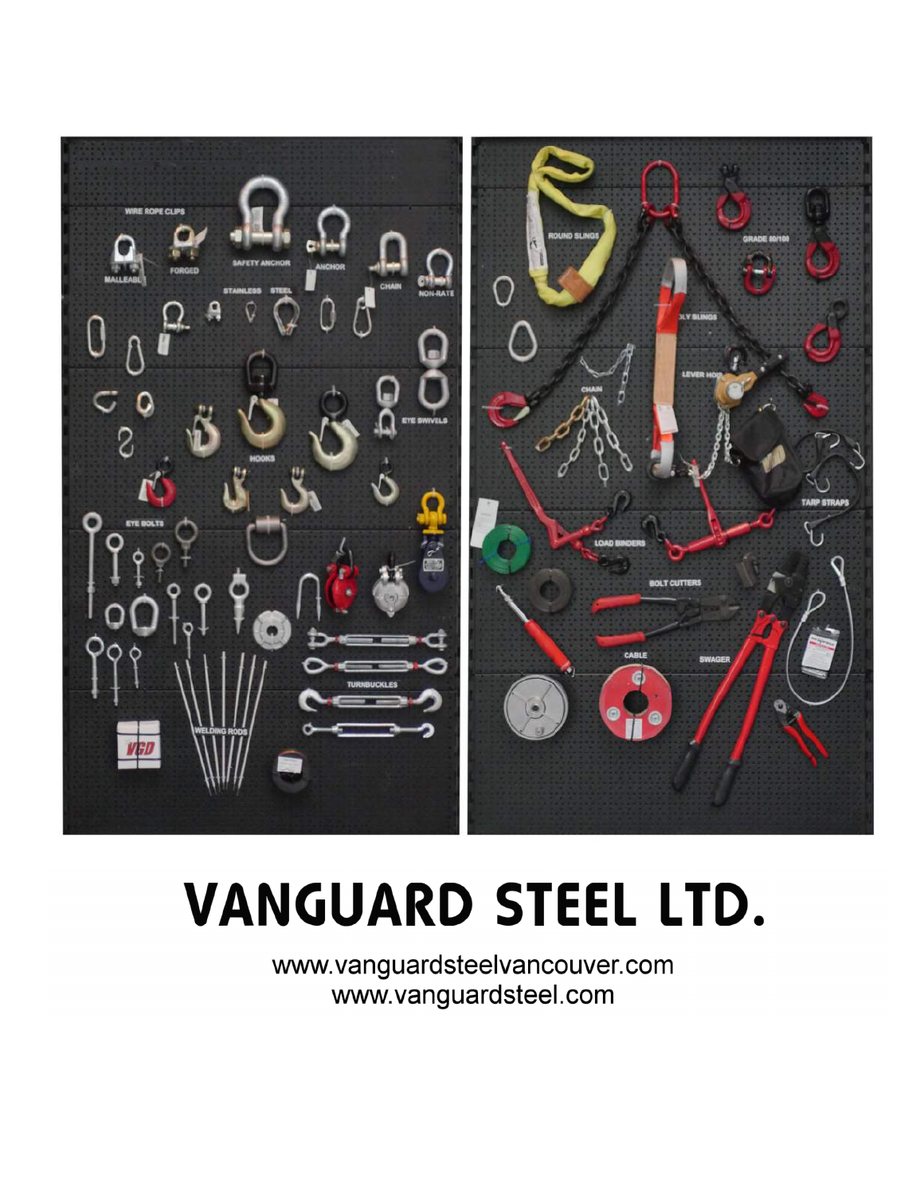# VANGUARD STEEL LTD.

www.vanguardsteelvancouver.com
www.vanguardsteel.com